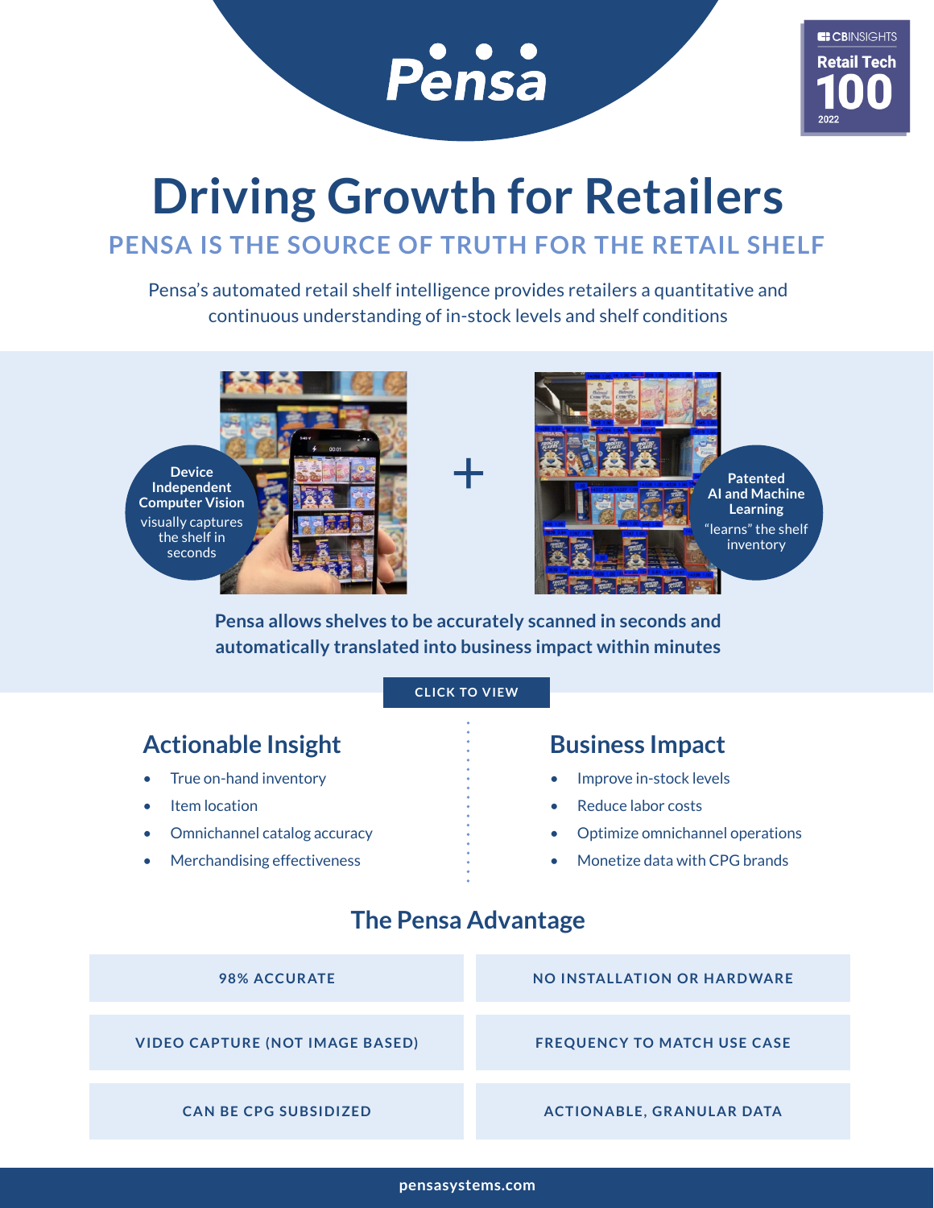# Pensa

CB INSIGHTS Retail Tech 100 2022

# Driving Growth for Retailers

## PENSA IS THE SOURCE OF TRUTH FOR THE RETAIL SHELF

Pensa's automated retail shelf intelligence provides retailers a quantitative and continuous understanding of in-stock levels and shelf conditions

**Device Independent Computer Vision** visually captures the shelf in seconds

+

**Patented AI and Machine Learning** "learns" the shelf inventory

**Pensa allows shelves to be accurately scanned in seconds and automatically translated into business impact within minutes**

CLICK TO VIEW

## Actionable Insight

- True on-hand inventory
- Item location
- Omnichannel catalog accuracy
- Merchandising effectiveness

## Business Impact

- Improve in-stock levels
- Reduce labor costs
- Optimize omnichannel operations
- Monetize data with CPG brands

## The Pensa Advantage

| | |
|---|---|
| 98% ACCURATE | NO INSTALLATION OR HARDWARE |
| VIDEO CAPTURE (NOT IMAGE BASED) | FREQUENCY TO MATCH USE CASE |
| CAN BE CPG SUBSIDIZED | ACTIONABLE, GRANULAR DATA |

pensasystems.com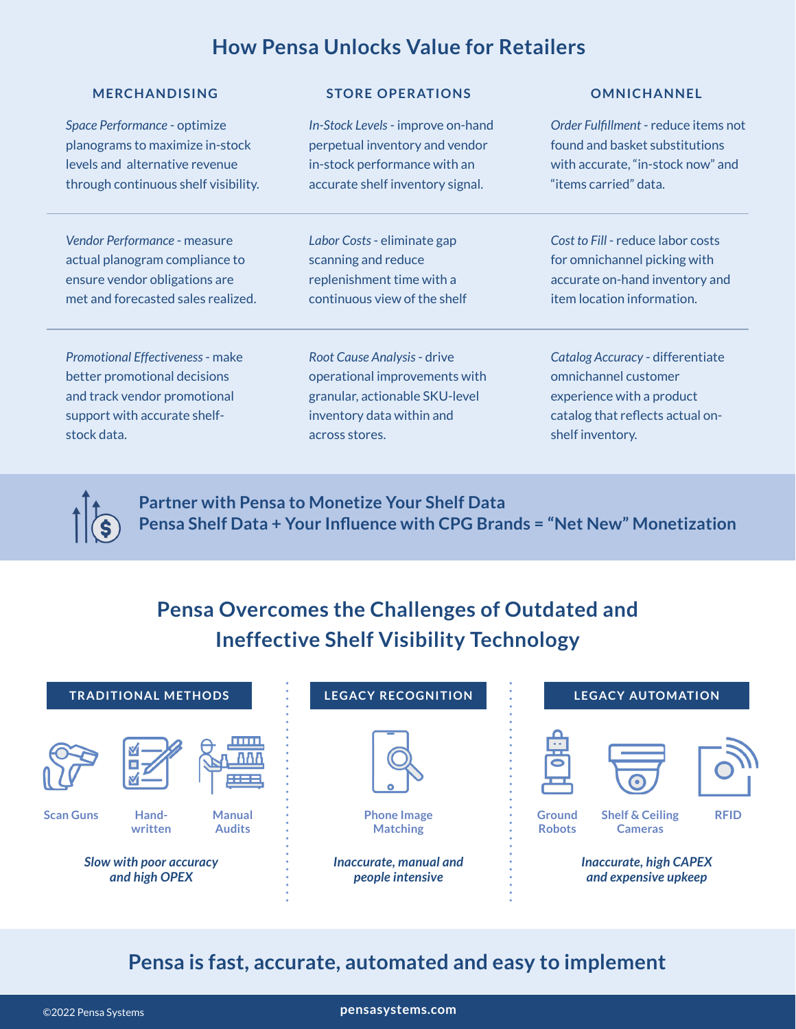# How Pensa Unlocks Value for Retailers

### MERCHANDISING

*Space Performance* - optimize planograms to maximize in-stock levels and alternative revenue through continuous shelf visibility.

*Vendor Performance* - measure actual planogram compliance to ensure vendor obligations are met and forecasted sales realized.

*Promotional Effectiveness* - make better promotional decisions and track vendor promotional support with accurate shelf-stock data.

### STORE OPERATIONS

*In-Stock Levels* - improve on-hand perpetual inventory and vendor in-stock performance with an accurate shelf inventory signal.

*Labor Costs* - eliminate gap scanning and reduce replenishment time with a continuous view of the shelf

*Root Cause Analysis* - drive operational improvements with granular, actionable SKU-level inventory data within and across stores.

### OMNICHANNEL

*Order Fulfillment* - reduce items not found and basket substitutions with accurate, "in-stock now" and "items carried" data.

*Cost to Fill* - reduce labor costs for omnichannel picking with accurate on-hand inventory and item location information.

*Catalog Accuracy* - differentiate omnichannel customer experience with a product catalog that reflects actual on-shelf inventory.

**Partner with Pensa to Monetize Your Shelf Data**
**Pensa Shelf Data + Your Influence with CPG Brands = "Net New" Monetization**

## Pensa Overcomes the Challenges of Outdated and Ineffective Shelf Visibility Technology

### TRADITIONAL METHODS

Scan Guns | Hand-written | Manual Audits

***Slow with poor accuracy and high OPEX***

### LEGACY RECOGNITION

Phone Image Matching

***Inaccurate, manual and people intensive***

### LEGACY AUTOMATION

Ground Robots | Shelf & Ceiling Cameras | RFID

***Inaccurate, high CAPEX and expensive upkeep***

## Pensa is fast, accurate, automated and easy to implement

©2022 Pensa Systems

pensasystems.com